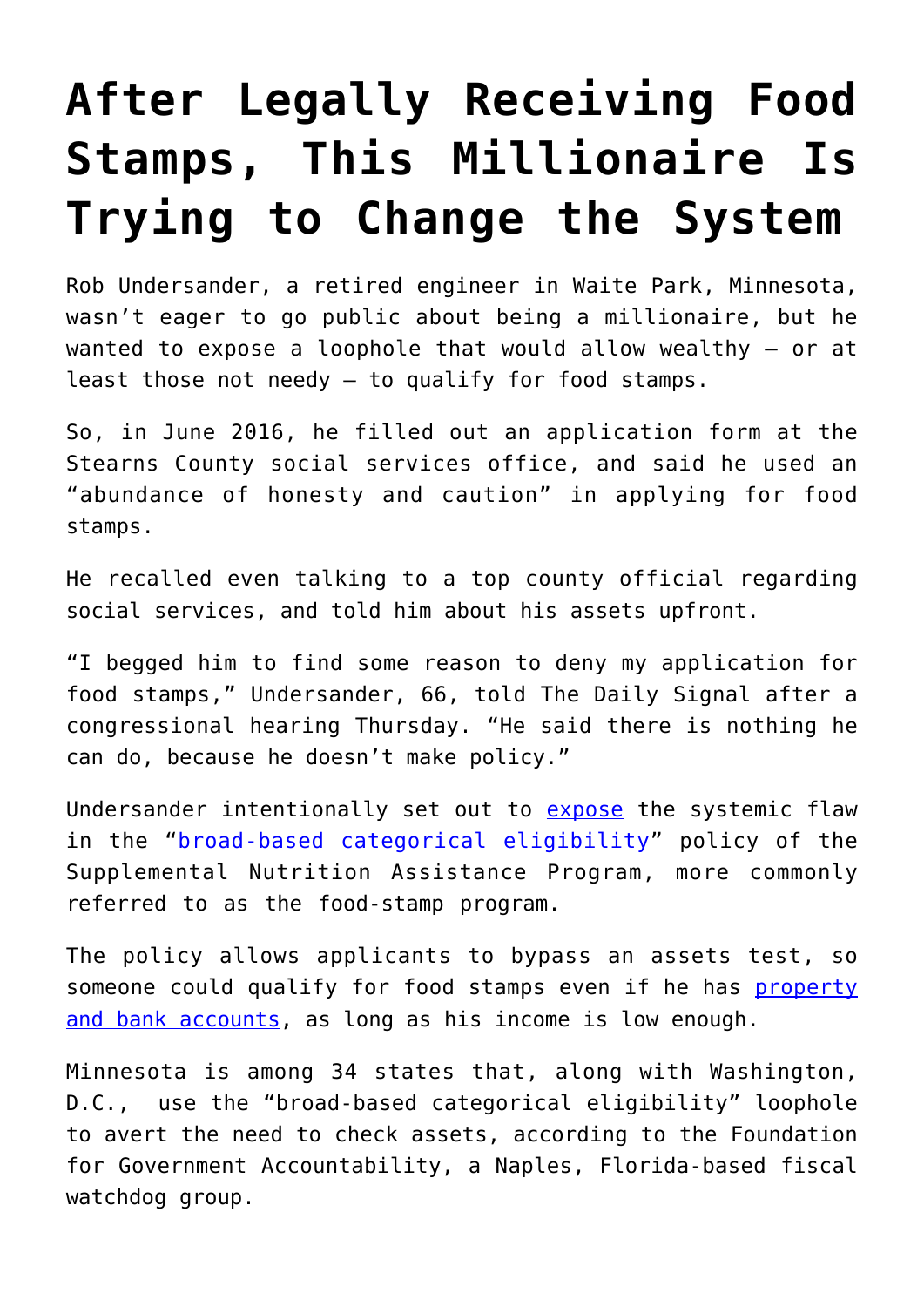# After Legally Receiving Food Stamps, This Millionaire Is Trying to Change the System

Rob Undersander, a retired engineer in Waite Park, Minnesota, wasn't eager to go public about being a millionaire, but he wanted to expose a loophole that would allow wealthy – or at least those not needy – to qualify for food stamps.

So, in June 2016, he filled out an application form at the Stearns County social services office, and said he used an "abundance of honesty and caution" in applying for food stamps.

He recalled even talking to a top county official regarding social services, and told him about his assets upfront.

"I begged him to find some reason to deny my application for food stamps," Undersander, 66, told The Daily Signal after a congressional hearing Thursday. "He said there is nothing he can do, because he doesn't make policy."

Undersander intentionally set out to expose the systemic flaw in the "broad-based categorical eligibility" policy of the Supplemental Nutrition Assistance Program, more commonly referred to as the food-stamp program.

The policy allows applicants to bypass an assets test, so someone could qualify for food stamps even if he has property and bank accounts, as long as his income is low enough.

Minnesota is among 34 states that, along with Washington, D.C., use the "broad-based categorical eligibility" loophole to avert the need to check assets, according to the Foundation for Government Accountability, a Naples, Florida-based fiscal watchdog group.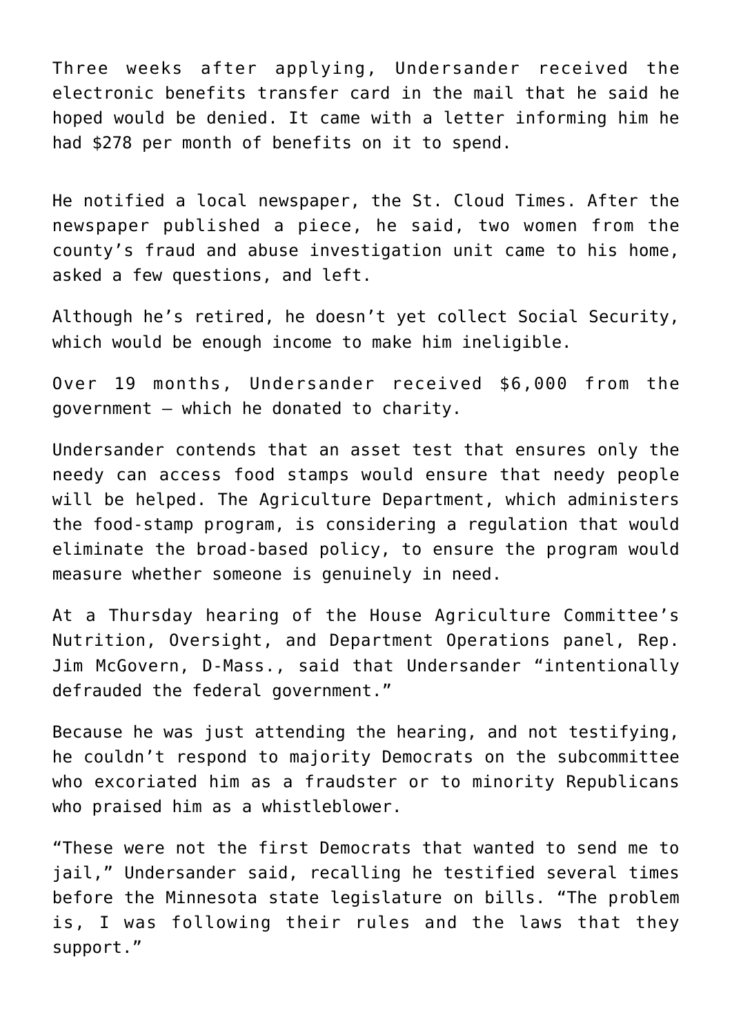Three weeks after applying, Undersander received the electronic benefits transfer card in the mail that he said he hoped would be denied. It came with a letter informing him he had $278 per month of benefits on it to spend.

He notified a local newspaper, the St. Cloud Times. After the newspaper published a piece, he said, two women from the county's fraud and abuse investigation unit came to his home, asked a few questions, and left.

Although he's retired, he doesn't yet collect Social Security, which would be enough income to make him ineligible.

Over 19 months, Undersander received $6,000 from the government — which he donated to charity.

Undersander contends that an asset test that ensures only the needy can access food stamps would ensure that needy people will be helped. The Agriculture Department, which administers the food-stamp program, is considering a regulation that would eliminate the broad-based policy, to ensure the program would measure whether someone is genuinely in need.

At a Thursday hearing of the House Agriculture Committee's Nutrition, Oversight, and Department Operations panel, Rep. Jim McGovern, D-Mass., said that Undersander "intentionally defrauded the federal government."

Because he was just attending the hearing, and not testifying, he couldn't respond to majority Democrats on the subcommittee who excoriated him as a fraudster or to minority Republicans who praised him as a whistleblower.

"These were not the first Democrats that wanted to send me to jail," Undersander said, recalling he testified several times before the Minnesota state legislature on bills. "The problem is, I was following their rules and the laws that they support."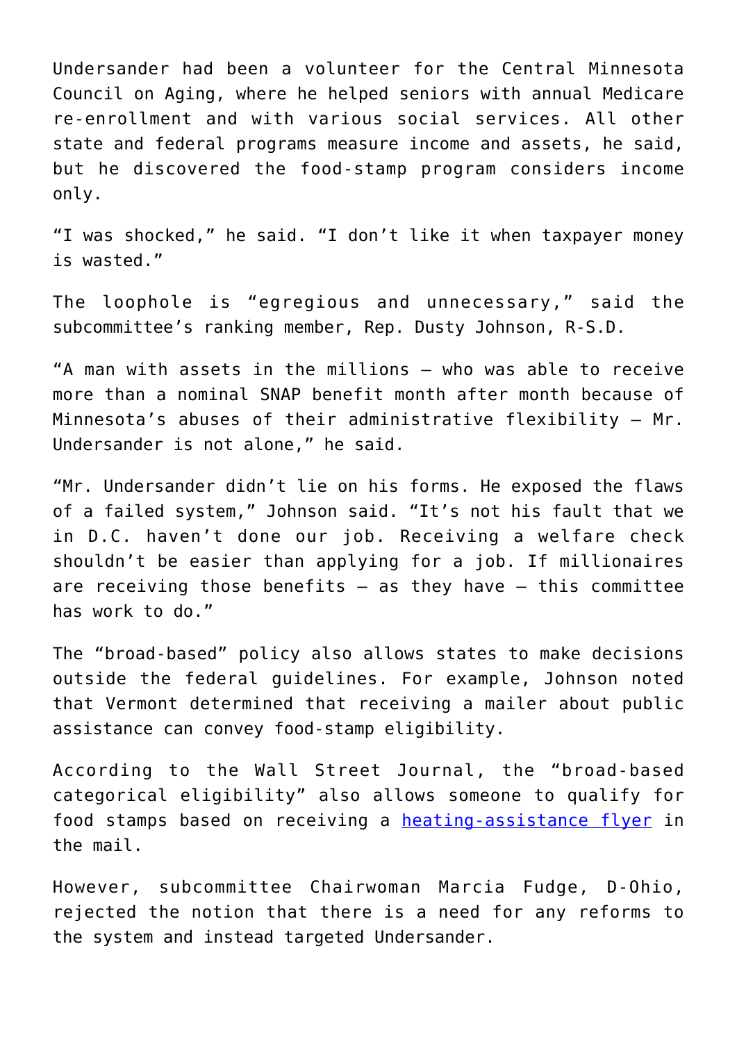Undersander had been a volunteer for the Central Minnesota Council on Aging, where he helped seniors with annual Medicare re-enrollment and with various social services. All other state and federal programs measure income and assets, he said, but he discovered the food-stamp program considers income only.

"I was shocked," he said. "I don't like it when taxpayer money is wasted."

The loophole is "egregious and unnecessary," said the subcommittee's ranking member, Rep. Dusty Johnson, R-S.D.

"A man with assets in the millions – who was able to receive more than a nominal SNAP benefit month after month because of Minnesota's abuses of their administrative flexibility – Mr. Undersander is not alone," he said.

"Mr. Undersander didn't lie on his forms. He exposed the flaws of a failed system," Johnson said. "It's not his fault that we in D.C. haven't done our job. Receiving a welfare check shouldn't be easier than applying for a job. If millionaires are receiving those benefits – as they have – this committee has work to do."

The "broad-based" policy also allows states to make decisions outside the federal guidelines. For example, Johnson noted that Vermont determined that receiving a mailer about public assistance can convey food-stamp eligibility.

According to the Wall Street Journal, the "broad-based categorical eligibility" also allows someone to qualify for food stamps based on receiving a heating-assistance flyer in the mail.

However, subcommittee Chairwoman Marcia Fudge, D-Ohio, rejected the notion that there is a need for any reforms to the system and instead targeted Undersander.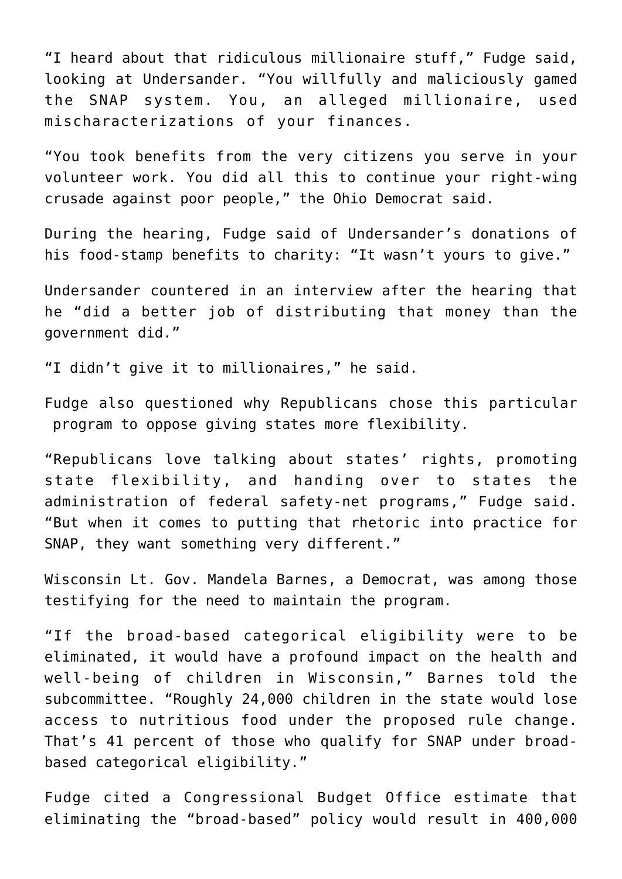"I heard about that ridiculous millionaire stuff," Fudge said, looking at Undersander. "You willfully and maliciously gamed the SNAP system. You, an alleged millionaire, used mischaracterizations of your finances.

"You took benefits from the very citizens you serve in your volunteer work. You did all this to continue your right-wing crusade against poor people," the Ohio Democrat said.

During the hearing, Fudge said of Undersander's donations of his food-stamp benefits to charity: "It wasn't yours to give."

Undersander countered in an interview after the hearing that he "did a better job of distributing that money than the government did."

"I didn't give it to millionaires," he said.

Fudge also questioned why Republicans chose this particular program to oppose giving states more flexibility.

"Republicans love talking about states' rights, promoting state flexibility, and handing over to states the administration of federal safety-net programs," Fudge said. "But when it comes to putting that rhetoric into practice for SNAP, they want something very different."

Wisconsin Lt. Gov. Mandela Barnes, a Democrat, was among those testifying for the need to maintain the program.

"If the broad-based categorical eligibility were to be eliminated, it would have a profound impact on the health and well-being of children in Wisconsin," Barnes told the subcommittee. "Roughly 24,000 children in the state would lose access to nutritious food under the proposed rule change. That's 41 percent of those who qualify for SNAP under broad-based categorical eligibility."

Fudge cited a Congressional Budget Office estimate that eliminating the "broad-based" policy would result in 400,000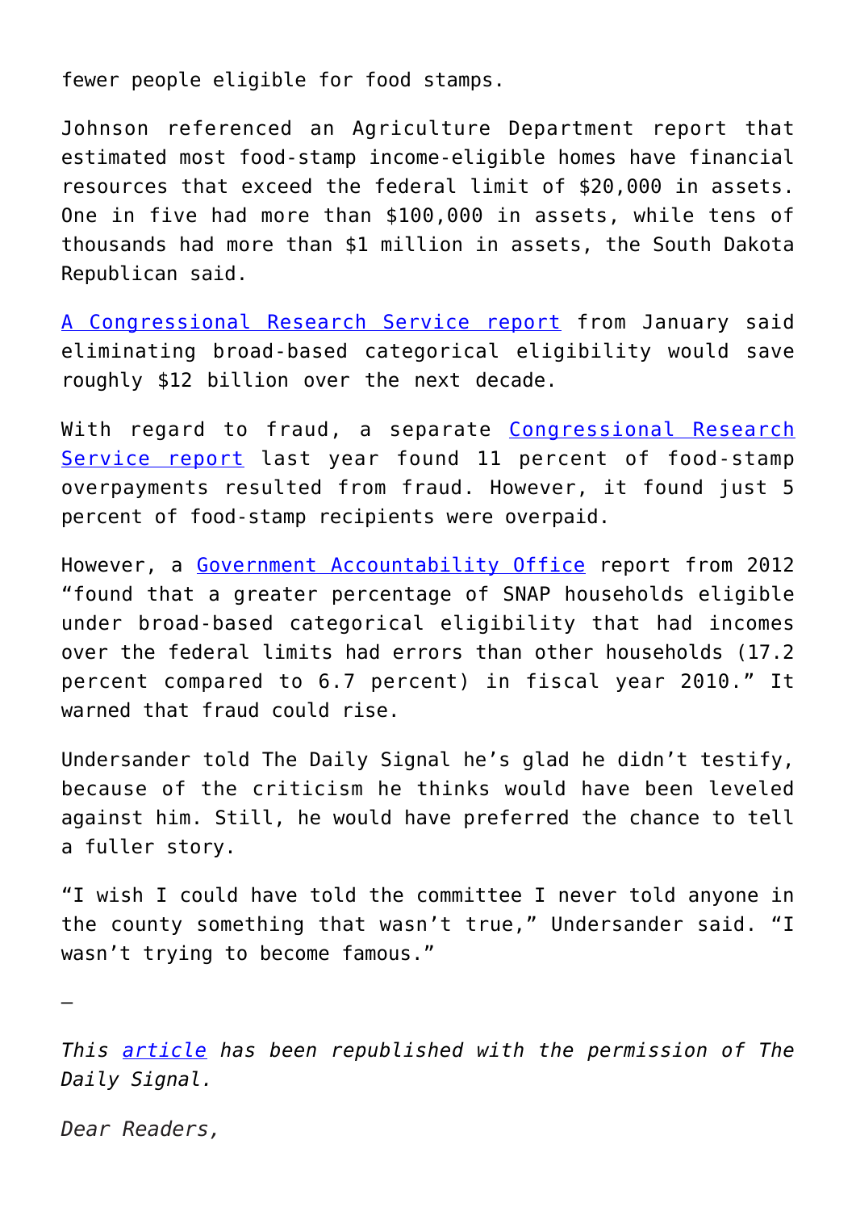fewer people eligible for food stamps.

Johnson referenced an Agriculture Department report that estimated most food-stamp income-eligible homes have financial resources that exceed the federal limit of $20,000 in assets. One in five had more than $100,000 in assets, while tens of thousands had more than $1 million in assets, the South Dakota Republican said.

A Congressional Research Service report from January said eliminating broad-based categorical eligibility would save roughly $12 billion over the next decade.

With regard to fraud, a separate Congressional Research Service report last year found 11 percent of food-stamp overpayments resulted from fraud. However, it found just 5 percent of food-stamp recipients were overpaid.

However, a Government Accountability Office report from 2012 "found that a greater percentage of SNAP households eligible under broad-based categorical eligibility that had incomes over the federal limits had errors than other households (17.2 percent compared to 6.7 percent) in fiscal year 2010." It warned that fraud could rise.

Undersander told The Daily Signal he's glad he didn't testify, because of the criticism he thinks would have been leveled against him. Still, he would have preferred the chance to tell a fuller story.

"I wish I could have told the committee I never told anyone in the county something that wasn't true," Undersander said. "I wasn't trying to become famous."

—

*This article has been republished with the permission of The Daily Signal.*

*Dear Readers,*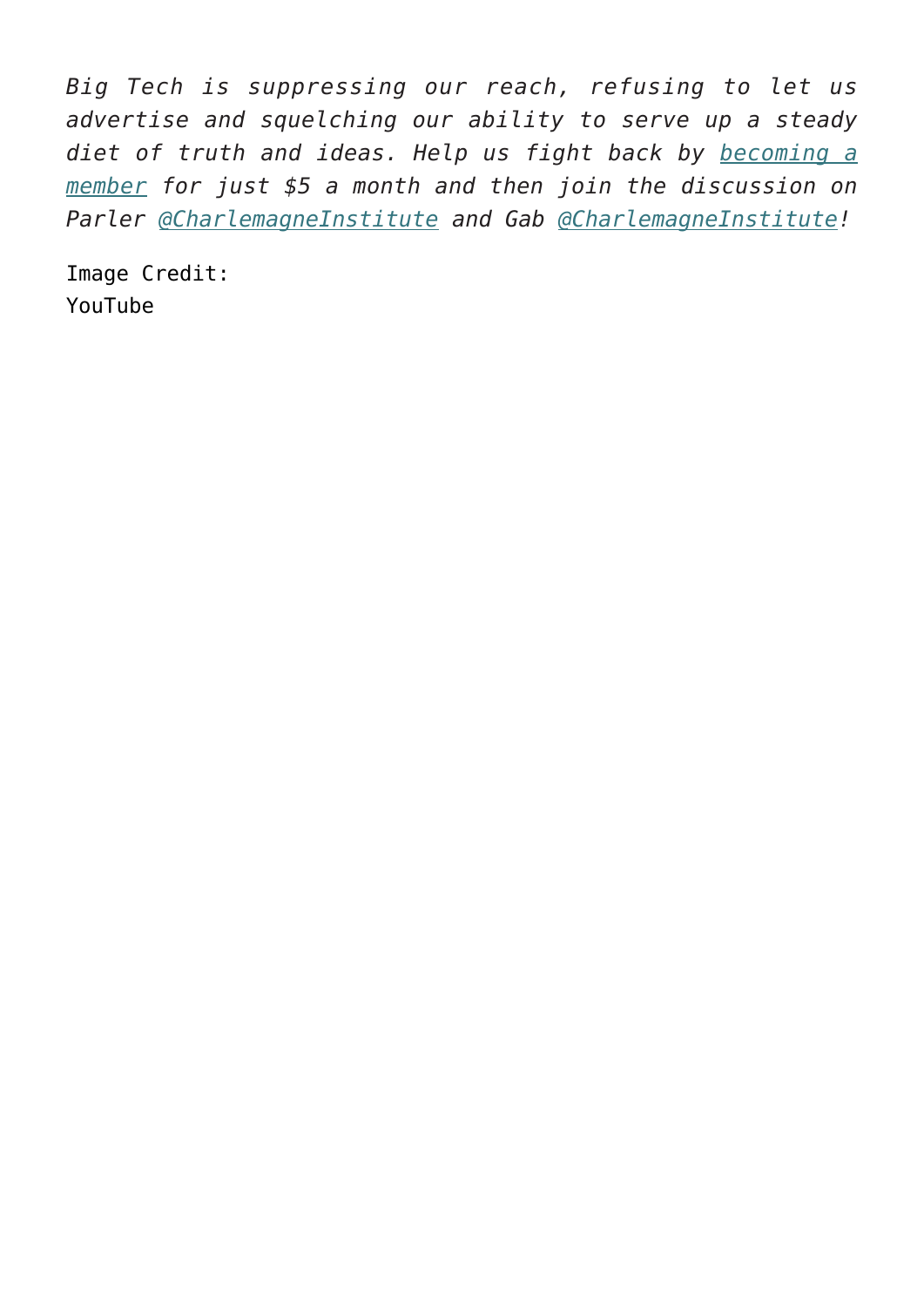*Big Tech is suppressing our reach, refusing to let us advertise and squelching our ability to serve up a steady diet of truth and ideas. Help us fight back by becoming a member for just $5 a month and then join the discussion on Parler @CharlemagneInstitute and Gab @CharlemagneInstitute!*

Image Credit:
YouTube